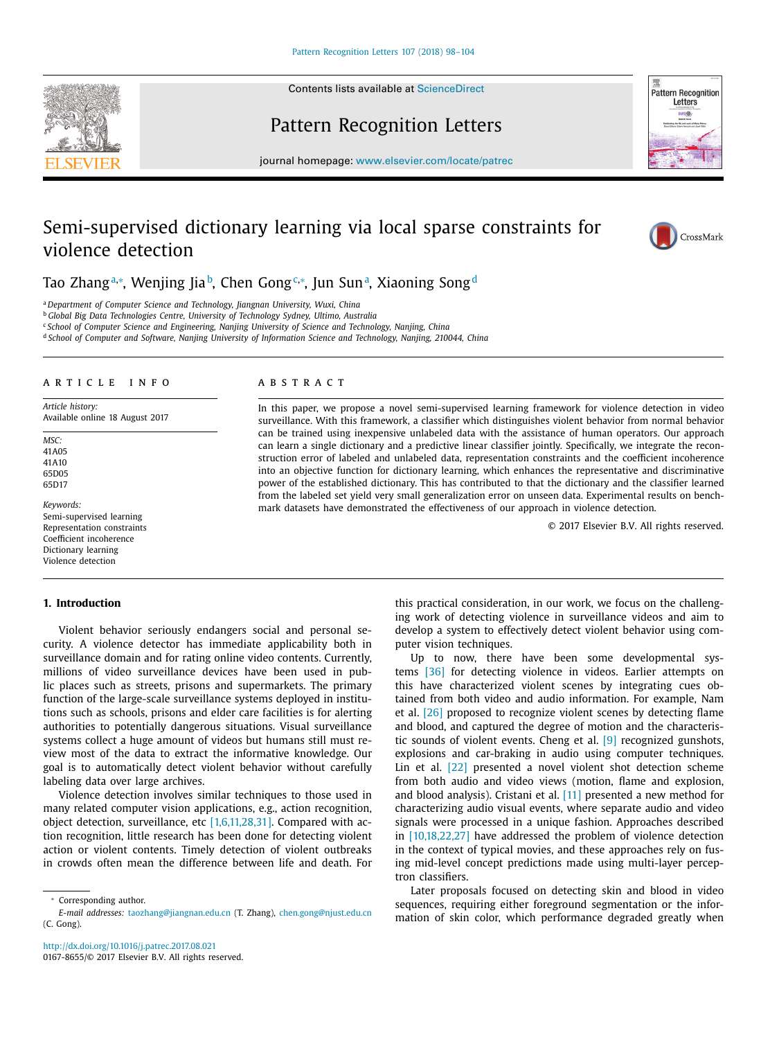# Semi-supervised dictionary learning via local sparse constraints for violence detection

Tao Zhang[a,*], Wenjing Jia[b], Chen Gong[c,*], Jun Sun[a], Xiaoning Song[d]

[a] Department of Computer Science and Technology, Jiangnan University, Wuxi, China
[b] Global Big Data Technologies Centre, University of Technology Sydney, Ultimo, Australia
[c] School of Computer Science and Engineering, Nanjing University of Science and Technology, Nanjing, China
[d] School of Computer and Software, Nanjing University of Information Science and Technology, Nanjing, 210044, China

## ARTICLE INFO

*Article history:*
Available online 18 August 2017

*MSC:*
41A05
41A10
65D05
65D17

*Keywords:*
Semi-supervised learning
Representation constraints
Coefficient incoherence
Dictionary learning
Violence detection

## ABSTRACT

In this paper, we propose a novel semi-supervised learning framework for violence detection in video surveillance. With this framework, a classifier which distinguishes violent behavior from normal behavior can be trained using inexpensive unlabeled data with the assistance of human operators. Our approach can learn a single dictionary and a predictive linear classifier jointly. Specifically, we integrate the reconstruction error of labeled and unlabeled data, representation constraints and the coefficient incoherence into an objective function for dictionary learning, which enhances the representative and discriminative power of the established dictionary. This has contributed to that the dictionary and the classifier learned from the labeled set yield very small generalization error on unseen data. Experimental results on benchmark datasets have demonstrated the effectiveness of our approach in violence detection.

© 2017 Elsevier B.V. All rights reserved.

## 1. Introduction

Violent behavior seriously endangers social and personal security. A violence detector has immediate applicability both in surveillance domain and for rating online video contents. Currently, millions of video surveillance devices have been used in public places such as streets, prisons and supermarkets. The primary function of the large-scale surveillance systems deployed in institutions such as schools, prisons and elder care facilities is for alerting authorities to potentially dangerous situations. Visual surveillance systems collect a huge amount of videos but humans still must review most of the data to extract the informative knowledge. Our goal is to automatically detect violent behavior without carefully labeling data over large archives.

Violence detection involves similar techniques to those used in many related computer vision applications, e.g., action recognition, object detection, surveillance, etc [1,6,11,28,31]. Compared with action recognition, little research has been done for detecting violent action or violent contents. Timely detection of violent outbreaks in crowds often mean the difference between life and death. For this practical consideration, in our work, we focus on the challenging work of detecting violence in surveillance videos and aim to develop a system to effectively detect violent behavior using computer vision techniques.

Up to now, there have been some developmental systems [36] for detecting violence in videos. Earlier attempts on this have characterized violent scenes by integrating cues obtained from both video and audio information. For example, Nam et al. [26] proposed to recognize violent scenes by detecting flame and blood, and captured the degree of motion and the characteristic sounds of violent events. Cheng et al. [9] recognized gunshots, explosions and car-braking in audio using computer techniques. Lin et al. [22] presented a novel violent shot detection scheme from both audio and video views (motion, flame and explosion, and blood analysis). Cristani et al. [11] presented a new method for characterizing audio visual events, where separate audio and video signals were processed in a unique fashion. Approaches described in [10,18,22,27] have addressed the problem of violence detection in the context of typical movies, and these approaches rely on fusing mid-level concept predictions made using multi-layer perceptron classifiers.

Later proposals focused on detecting skin and blood in video sequences, requiring either foreground segmentation or the information of skin color, which performance degraded greatly when

* Corresponding author.
*E-mail addresses:* taozhang@jiangnan.edu.cn (T. Zhang), chen.gong@njust.edu.cn (C. Gong).

http://dx.doi.org/10.1016/j.patrec.2017.08.021
0167-8655/© 2017 Elsevier B.V. All rights reserved.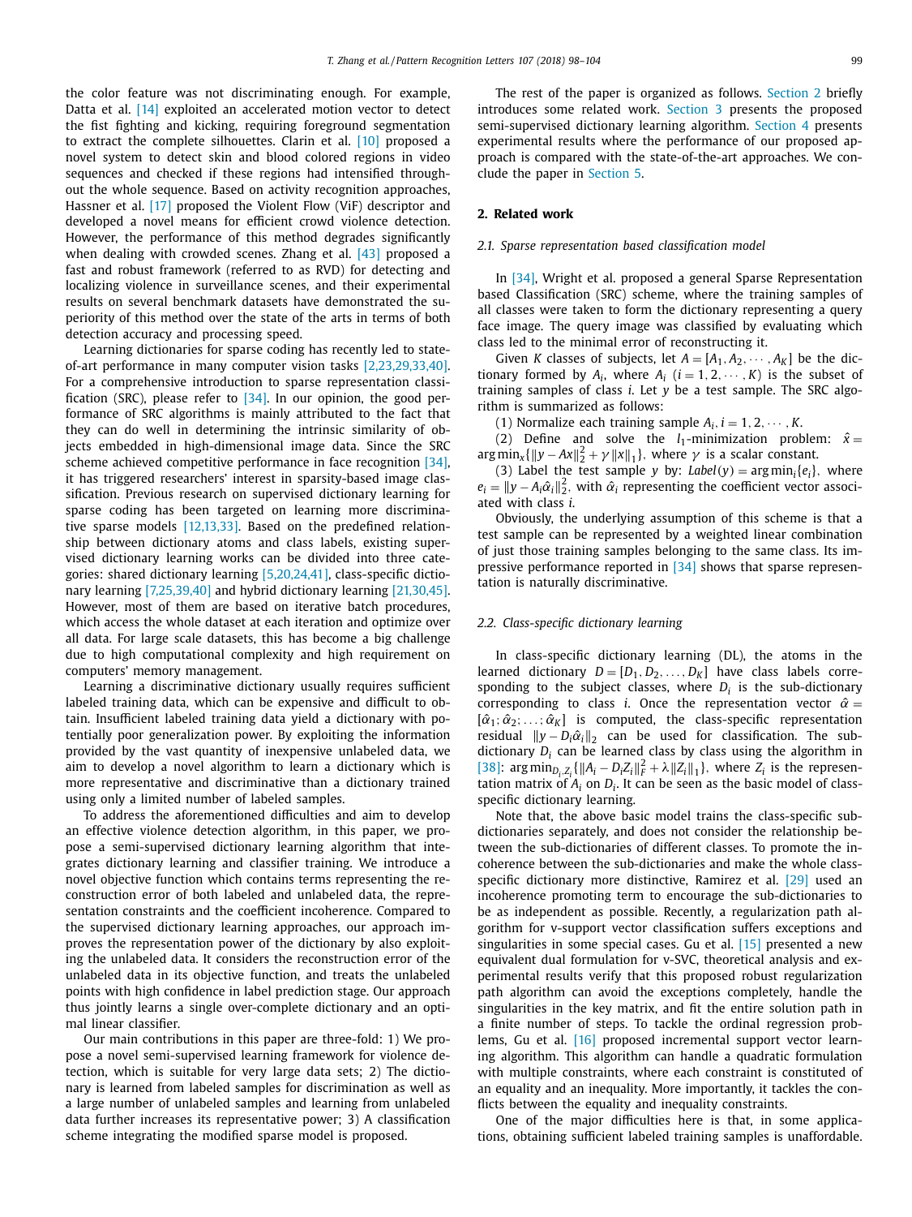the color feature was not discriminating enough. For example, Datta et al. [14] exploited an accelerated motion vector to detect the fist fighting and kicking, requiring foreground segmentation to extract the complete silhouettes. Clarin et al. [10] proposed a novel system to detect skin and blood colored regions in video sequences and checked if these regions had intensified throughout the whole sequence. Based on activity recognition approaches, Hassner et al. [17] proposed the Violent Flow (ViF) descriptor and developed a novel means for efficient crowd violence detection. However, the performance of this method degrades significantly when dealing with crowded scenes. Zhang et al. [43] proposed a fast and robust framework (referred to as RVD) for detecting and localizing violence in surveillance scenes, and their experimental results on several benchmark datasets have demonstrated the superiority of this method over the state of the arts in terms of both detection accuracy and processing speed.

Learning dictionaries for sparse coding has recently led to state-of-art performance in many computer vision tasks [2,23,29,33,40]. For a comprehensive introduction to sparse representation classification (SRC), please refer to [34]. In our opinion, the good performance of SRC algorithms is mainly attributed to the fact that they can do well in determining the intrinsic similarity of objects embedded in high-dimensional image data. Since the SRC scheme achieved competitive performance in face recognition [34], it has triggered researchers' interest in sparsity-based image classification. Previous research on supervised dictionary learning for sparse coding has been targeted on learning more discriminative sparse models [12,13,33]. Based on the predefined relationship between dictionary atoms and class labels, existing supervised dictionary learning works can be divided into three categories: shared dictionary learning [5,20,24,41], class-specific dictionary learning [7,25,39,40] and hybrid dictionary learning [21,30,45]. However, most of them are based on iterative batch procedures, which access the whole dataset at each iteration and optimize over all data. For large scale datasets, this has become a big challenge due to high computational complexity and high requirement on computers' memory management.

Learning a discriminative dictionary usually requires sufficient labeled training data, which can be expensive and difficult to obtain. Insufficient labeled training data yield a dictionary with potentially poor generalization power. By exploiting the information provided by the vast quantity of inexpensive unlabeled data, we aim to develop a novel algorithm to learn a dictionary which is more representative and discriminative than a dictionary trained using only a limited number of labeled samples.

To address the aforementioned difficulties and aim to develop an effective violence detection algorithm, in this paper, we propose a semi-supervised dictionary learning algorithm that integrates dictionary learning and classifier training. We introduce a novel objective function which contains terms representing the reconstruction error of both labeled and unlabeled data, the representation constraints and the coefficient incoherence. Compared to the supervised dictionary learning approaches, our approach improves the representation power of the dictionary by also exploiting the unlabeled data. It considers the reconstruction error of the unlabeled data in its objective function, and treats the unlabeled points with high confidence in label prediction stage. Our approach thus jointly learns a single over-complete dictionary and an optimal linear classifier.

Our main contributions in this paper are three-fold: 1) We propose a novel semi-supervised learning framework for violence detection, which is suitable for very large data sets; 2) The dictionary is learned from labeled samples for discrimination as well as a large number of unlabeled samples and learning from unlabeled data further increases its representative power; 3) A classification scheme integrating the modified sparse model is proposed.

The rest of the paper is organized as follows. Section 2 briefly introduces some related work. Section 3 presents the proposed semi-supervised dictionary learning algorithm. Section 4 presents experimental results where the performance of our proposed approach is compared with the state-of-the-art approaches. We conclude the paper in Section 5.

## 2. Related work

### 2.1. Sparse representation based classification model

In [34], Wright et al. proposed a general Sparse Representation based Classification (SRC) scheme, where the training samples of all classes were taken to form the dictionary representing a query face image. The query image was classified by evaluating which class led to the minimal error of reconstructing it.

Given $K$ classes of subjects, let $A = [A_1, A_2, \cdots, A_K]$ be the dictionary formed by $A_i$, where $A_i$ $(i = 1, 2, \cdots, K)$ is the subset of training samples of class $i$. Let $y$ be a test sample. The SRC algorithm is summarized as follows:

(1) Normalize each training sample $A_i, i = 1, 2, \cdots, K$.

(2) Define and solve the $l_1$-minimization problem: $\hat{x} = \arg\min_x \{\|y - Ax\|_2^2 + \gamma\|x\|_1\}$, where $\gamma$ is a scalar constant.

(3) Label the test sample $y$ by: $Label(y) = \arg\min_i\{e_i\}$, where $e_i = \|y - A_i\hat{\alpha}_i\|_2^2$, with $\hat{\alpha}_i$ representing the coefficient vector associated with class $i$.

Obviously, the underlying assumption of this scheme is that a test sample can be represented by a weighted linear combination of just those training samples belonging to the same class. Its impressive performance reported in [34] shows that sparse representation is naturally discriminative.

### 2.2. Class-specific dictionary learning

In class-specific dictionary learning (DL), the atoms in the learned dictionary $D = [D_1, D_2, \ldots, D_K]$ have class labels corresponding to the subject classes, where $D_i$ is the sub-dictionary corresponding to class $i$. Once the representation vector $\hat{\alpha} = [\hat{\alpha}_1; \hat{\alpha}_2; \ldots; \hat{\alpha}_K]$ is computed, the class-specific representation residual $\|y - D_i\hat{\alpha}_i\|_2$ can be used for classification. The sub-dictionary $D_i$ can be learned class by class using the algorithm in [38]: $\arg\min_{D_i, Z_i}\{\|A_i - D_iZ_i\|_F^2 + \lambda\|Z_i\|_1\}$, where $Z_i$ is the representation matrix of $A_i$ on $D_i$. It can be seen as the basic model of class-specific dictionary learning.

Note that, the above basic model trains the class-specific sub-dictionaries separately, and does not consider the relationship between the sub-dictionaries of different classes. To promote the incoherence between the sub-dictionaries and make the whole class-specific dictionary more distinctive, Ramirez et al. [29] used an incoherence promoting term to encourage the sub-dictionaries to be as independent as possible. Recently, a regularization path algorithm for v-support vector classification suffers exceptions and singularities in some special cases. Gu et al. [15] presented a new equivalent dual formulation for v-SVC, theoretical analysis and experimental results verify that this proposed robust regularization path algorithm can avoid the exceptions completely, handle the singularities in the key matrix, and fit the entire solution path in a finite number of steps. To tackle the ordinal regression problems, Gu et al. [16] proposed incremental support vector learning algorithm. This algorithm can handle a quadratic formulation with multiple constraints, where each constraint is constituted of an equality and an inequality. More importantly, it tackles the conflicts between the equality and inequality constraints.

One of the major difficulties here is that, in some applications, obtaining sufficient labeled training samples is unaffordable.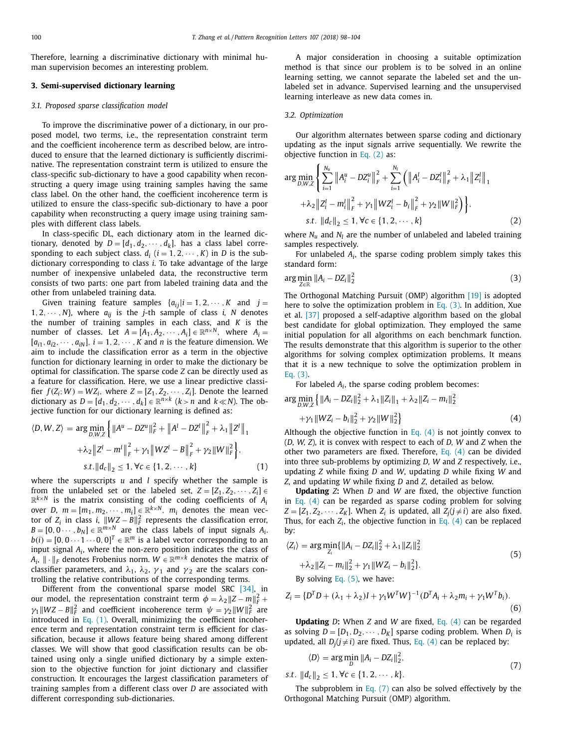Therefore, learning a discriminative dictionary with minimal human supervision becomes an interesting problem.

## 3. Semi-supervised dictionary learning

### 3.1. Proposed sparse classification model

To improve the discriminative power of a dictionary, in our proposed model, two terms, i.e., the representation constraint term and the coefficient incoherence term as described below, are introduced to ensure that the learned dictionary is sufficiently discriminative. The representation constraint term is utilized to ensure the class-specific sub-dictionary to have a good capability when reconstructing a query image using training samples having the same class label. On the other hand, the coefficient incoherence term is utilized to ensure the class-specific sub-dictionary to have a poor capability when reconstructing a query image using training samples with different class labels.

In class-specific DL, each dictionary atom in the learned dictionary, denoted by $D = [d_1, d_2, \cdots, d_k]$, has a class label corresponding to each subject class. $d_i$ $(i = 1, 2, \cdots, K)$ in $D$ is the sub-dictionary corresponding to class $i$. To take advantage of the large number of inexpensive unlabeled data, the reconstructive term consists of two parts: one part from labeled training data and the other from unlabeled training data.

Given training feature samples $\{a_{ij} | i = 1, 2, \cdots, K$ and $j = 1, 2, \cdots, N\}$, where $a_{ij}$ is the $j$-th sample of class $i$, $N$ denotes the number of training samples in each class, and $K$ is the number of classes. Let $A = [A_1, A_2, \cdots, A_i] \in \mathbb{R}^{n \times N}$, where $A_i = [a_{i1}, a_{i2}, \cdots, a_{iN}]$, $i = 1, 2, \cdots, K$ and $n$ is the feature dimension. We aim to include the classification error as a term in the objective function for dictionary learning in order to make the dictionary be optimal for classification. The sparse code $Z$ can be directly used as a feature for classification. Here, we use a linear predictive classifier $f(Z_i; W) = WZ_i$, where $Z = [Z_1, Z_2, \cdots, Z_i]$. Denote the learned dictionary as $D = [d_1, d_2, \cdots, d_k] \in \mathbb{R}^{n \times k}$ $(k > n$ and $k \ll N)$. The objective function for our dictionary learning is defined as:

$$
\begin{aligned}
\langle D, W, Z \rangle = \arg\min_{D,W,Z} \Big\{ & \|A^u - DZ^u\|_F^2 + \|A^l - DZ^l\|_F^2 + \lambda_1 \|Z^l\|_1 \\
& + \lambda_2 \|Z^l - m^l\|_F^2 + \gamma_1 \|WZ^l - B\|_F^2 + \gamma_2 \|W\|_F^2 \Big\}, \\
& s.t. \|d_c\|_2 \le 1, \forall c \in \{1, 2, \cdots, k\}
\end{aligned} \tag{1}
$$

where the superscripts $u$ and $l$ specify whether the sample is from the unlabeled set or the labeled set, $Z = [Z_1, Z_2, \cdots, Z_i] \in \mathbb{R}^{k \times N}$ is the matrix consisting of the coding coefficients of $A_i$ over $D$, $m = [m_1, m_2, \cdots, m_i] \in \mathbb{R}^{k \times N}$, $m_i$ denotes the mean vector of $Z_i$ in class $i$, $\|WZ - B\|_F^2$ represents the classification error, $B = [0, 0 \cdots, b_N] \in \mathbb{R}^{m \times N}$ are the class labels of input signals $A_i$. $b(i) = [0, 0 \cdots 1 \cdots 0, 0]^T \in \mathbb{R}^m$ is a label vector corresponding to an input signal $A_i$, where the non-zero position indicates the class of $A_i$, $\|\cdot\|_F$ denotes Frobenius norm. $W \in \mathbb{R}^{m \times k}$ denotes the matrix of classifier parameters, and $\lambda_1$, $\lambda_2$, $\gamma_1$ and $\gamma_2$ are the scalars controlling the relative contributions of the corresponding terms.

Different from the conventional sparse model SRC [34], in our model, the representation constraint term $\phi = \lambda_2 \|Z - m\|_F^2 + \gamma_1 \|WZ - B\|_F^2$ and coefficient incoherence term $\psi = \gamma_2 \|W\|_F^2$ are introduced in Eq. (1). Overall, minimizing the coefficient incoherence term and representation constraint term is efficient for classification, because it allows feature being shared among different classes. We will show that good classification results can be obtained using only a single unified dictionary by a simple extension to the objective function for joint dictionary and classifier construction. It encourages the largest classification parameters of training samples from a different class over $D$ are associated with different corresponding sub-dictionaries.

A major consideration in choosing a suitable optimization method is that since our problem is to be solved in an online learning setting, we cannot separate the labeled set and the unlabeled set in advance. Supervised learning and the unsupervised learning interleave as new data comes in.

### 3.2. Optimization

Our algorithm alternates between sparse coding and dictionary updating as the input signals arrive sequentially. We rewrite the objective function in Eq. (2) as:

$$
\begin{aligned}
\arg\min_{D,W,Z} \Bigg\{ & \sum_{i=1}^{N_u} \|A_i^u - DZ_i^u\|_F^2 + \sum_{i=1}^{N_l} \Big( \|A_i^l - DZ_i^l\|_F^2 + \lambda_1 \|Z_i^l\|_1 \\
& + \lambda_2 \|Z_i^l - m_i^l\|_F^2 + \gamma_1 \|WZ_i^l - b_i\|_F^2 + \gamma_2 \|W\|_F^2 \Big) \Bigg\}, \\
& s.t. \|d_c\|_2 \le 1, \forall c \in \{1, 2, \cdots, k\}
\end{aligned} \tag{2}
$$

where $N_u$ and $N_l$ are the number of unlabeled and labeled training samples respectively.

For unlabeled $A_i$, the sparse coding problem simply takes this standard form:

$$
\arg\min_{Z \in \mathbb{R}} \|A_i - DZ_i\|_2^2 \tag{3}
$$

The Orthogonal Matching Pursuit (OMP) algorithm [19] is adopted here to solve the optimization problem in Eq. (3). In addition, Xue et al. [37] proposed a self-adaptive algorithm based on the global best candidate for global optimization. They employed the same initial population for all algorithms on each benchmark function. The results demonstrate that this algorithm is superior to the other algorithms for solving complex optimization problems. It means that it is a new technique to solve the optimization problem in Eq. (3).

For labeled $A_i$, the sparse coding problem becomes:

$$
\begin{aligned}
\arg\min_{D,W,Z} \Big\{ & \|A_i - DZ_i\|_2^2 + \lambda_1 \|Z_i\|_1 + \lambda_2 \|Z_i - m_i\|_2^2 \\
& + \gamma_1 \|WZ_i - b_i\|_2^2 + \gamma_2 \|W\|_2^2 \Big\}
\end{aligned} \tag{4}
$$

Although the objective function in Eq. (4) is not jointly convex to $(D, W, Z)$, it is convex with respect to each of $D$, $W$ and $Z$ when the other two parameters are fixed. Therefore, Eq. (4) can be divided into three sub-problems by optimizing $D$, $W$ and $Z$ respectively, i.e., updating $Z$ while fixing $D$ and $W$, updating $D$ while fixing $W$ and $Z$, and updating $W$ while fixing $D$ and $Z$, detailed as below.

**Updating** $Z$**:** When $D$ and $W$ are fixed, the objective function in Eq. (4) can be regarded as sparse coding problem for solving $Z = [Z_1, Z_2, \cdots, Z_K]$. When $Z_i$ is updated, all $Z_j (j \ne i)$ are also fixed. Thus, for each $Z_i$, the objective function in Eq. (4) can be replaced by:

$$
\begin{aligned}
\langle Z_i \rangle = \arg\min_{Z_i} \{ & \|A_i - DZ_i\|_2^2 + \lambda_1 \|Z_i\|_2^2 \\
& + \lambda_2 \|Z_i - m_i\|_2^2 + \gamma_1 \|WZ_i - b_i\|_2^2 \}.
\end{aligned} \tag{5}
$$

By solving Eq. (5), we have:

$$
Z_i = \{D^T D + (\lambda_1 + \lambda_2) I + \gamma_1 W^T W\}^{-1} (D^T A_i + \lambda_2 m_i + \gamma_1 W^T b_i). \tag{6}
$$

**Updating** $D$**:** When $Z$ and $W$ are fixed, Eq. (4) can be regarded as solving $D = [D_1, D_2, \cdots, D_K]$ sparse coding problem. When $D_i$ is updated, all $D_j (j \ne i)$ are fixed. Thus, Eq. (4) can be replaced by:

$$
\begin{aligned}
& \langle D \rangle = \arg\min_{D} \|A_i - DZ_i\|_2^2, \\
& s.t. \ \|d_c\|_2 \le 1, \forall c \in \{1, 2, \cdots, k\}.
\end{aligned} \tag{7}
$$

The subproblem in Eq. (7) can also be solved effectively by the Orthogonal Matching Pursuit (OMP) algorithm.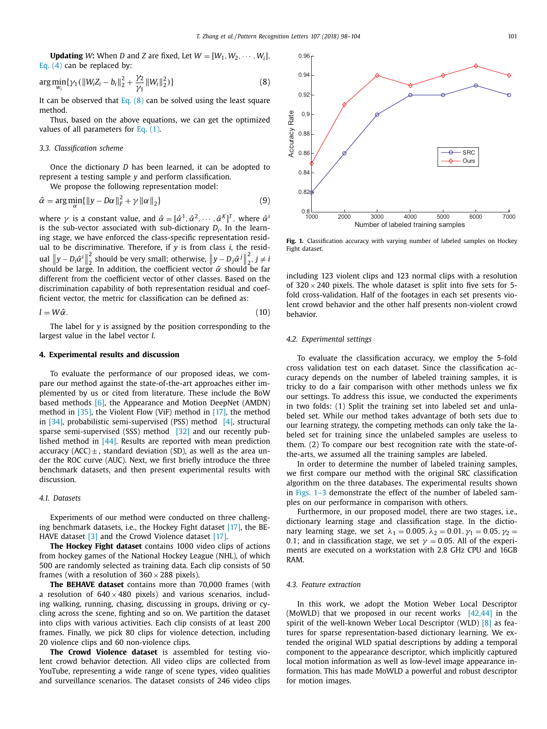**Updating** $W$**:** When $D$ and $Z$ are fixed, Let $W = [W_1, W_2, \cdots, W_i]$, Eq. (4) can be replaced by:

$$\arg\min_{W_i}\{\gamma_1(\|W_i Z_i - b_i\|_2^2 + \frac{\gamma_2}{\gamma_1}\|W_i\|_2^2)\} \tag{8}$$

It can be observed that Eq. (8) can be solved using the least square method.

Thus, based on the above equations, we can get the optimized values of all parameters for Eq. (1).

### 3.3. Classification scheme

Once the dictionary $D$ has been learned, it can be adopted to represent a testing sample $y$ and perform classification.

We propose the following representation model:

$$\hat{\alpha} = \arg\min_{\alpha}\{\|y - D\alpha\|_F^2 + \gamma\|\alpha\|_2\} \tag{9}$$

where $\gamma$ is a constant value, and $\hat{\alpha} = [\hat{\alpha}^1, \hat{\alpha}^2, \cdots, \hat{\alpha}^K]^T$, where $\hat{\alpha}^i$ is the sub-vector associated with sub-dictionary $D_i$. In the learning stage, we have enforced the class-specific representation residual to be discriminative. Therefore, if $y$ is from class $i$, the residual $\|y - D_i\hat{\alpha}^i\|_2^2$ should be very small; otherwise, $\|y - D_j\hat{\alpha}^j\|_2^2, j \neq i$ should be large. In addition, the coefficient vector $\hat{\alpha}$ should be far different from the coefficient vector of other classes. Based on the discrimination capability of both representation residual and coefficient vector, the metric for classification can be defined as:

$$l = W\hat{\alpha}. \tag{10}$$

The label for $y$ is assigned by the position corresponding to the largest value in the label vector $l$.

## 4. Experimental results and discussion

To evaluate the performance of our proposed ideas, we compare our method against the state-of-the-art approaches either implemented by us or cited from literature. These include the BoW based methods [6], the Appearance and Motion DeepNet (AMDN) method in [35], the Violent Flow (ViF) method in [17], the method in [34], probabilistic semi-supervised (PSS) method [4], structural sparse semi-supervised (SSS) method [32] and our recently published method in [44]. Results are reported with mean prediction accuracy (ACC)$\pm$, standard deviation (SD), as well as the area under the ROC curve (AUC). Next, we first briefly introduce the three benchmark datasets, and then present experimental results with discussion.

### 4.1. Datasets

Experiments of our method were conducted on three challenging benchmark datasets, i.e., the Hockey Fight dataset [17], the BEHAVE dataset [3] and the Crowd Violence dataset [17].

**The Hockey Fight dataset** contains 1000 video clips of actions from hockey games of the National Hockey League (NHL), of which 500 are randomly selected as training data. Each clip consists of 50 frames (with a resolution of $360 \times 288$ pixels).

**The BEHAVE dataset** contains more than 70,000 frames (with a resolution of $640 \times 480$ pixels) and various scenarios, including walking, running, chasing, discussing in groups, driving or cycling across the scene, fighting and so on. We partition the dataset into clips with various activities. Each clip consists of at least 200 frames. Finally, we pick 80 clips for violence detection, including 20 violence clips and 60 non-violence clips.

**The Crowd Violence dataset** is assembled for testing violent crowd behavior detection. All video clips are collected from YouTube, representing a wide range of scene types, video qualities and surveillance scenarios. The dataset consists of 246 video clips including 123 violent clips and 123 normal clips with a resolution of $320 \times 240$ pixels. The whole dataset is split into five sets for 5-fold cross-validation. Half of the footages in each set presents violent crowd behavior and the other half presents non-violent crowd behavior.

Fig. 1. Classification accuracy with varying number of labeled samples on Hockey Fight dataset.

### 4.2. Experimental settings

To evaluate the classification accuracy, we employ the 5-fold cross validation test on each dataset. Since the classification accuracy depends on the number of labeled training samples, it is tricky to do a fair comparison with other methods unless we fix our settings. To address this issue, we conducted the experiments in two folds: (1) Split the training set into labeled set and unlabeled set. While our method takes advantage of both sets due to our learning strategy, the competing methods can only take the labeled set for training since the unlabeled samples are useless to them. (2) To compare our best recognition rate with the state-of-the-arts, we assumed all the training samples are labeled.

In order to determine the number of labeled training samples, we first compare our method with the original SRC classification algorithm on the three databases. The experimental results shown in Figs. 1–3 demonstrate the effect of the number of labeled samples on our performance in comparison with others.

Furthermore, in our proposed model, there are two stages, i.e., dictionary learning stage and classification stage. In the dictionary learning stage, we set $\lambda_1 = 0.005, \lambda_2 = 0.01, \gamma_1 = 0.05, \gamma_2 = 0.1$; and in classification stage, we set $\gamma = 0.05$. All of the experiments are executed on a workstation with 2.8 GHz CPU and 16GB RAM.

### 4.3. Feature extraction

In this work, we adopt the Motion Weber Local Descriptor (MoWLD) that we proposed in our recent works [42,44] in the spirit of the well-known Weber Local Descriptor (WLD) [8] as features for sparse representation-based dictionary learning. We extended the original WLD spatial descriptions by adding a temporal component to the appearance descriptor, which implicitly captured local motion information as well as low-level image appearance information. This has made MoWLD a powerful and robust descriptor for motion images.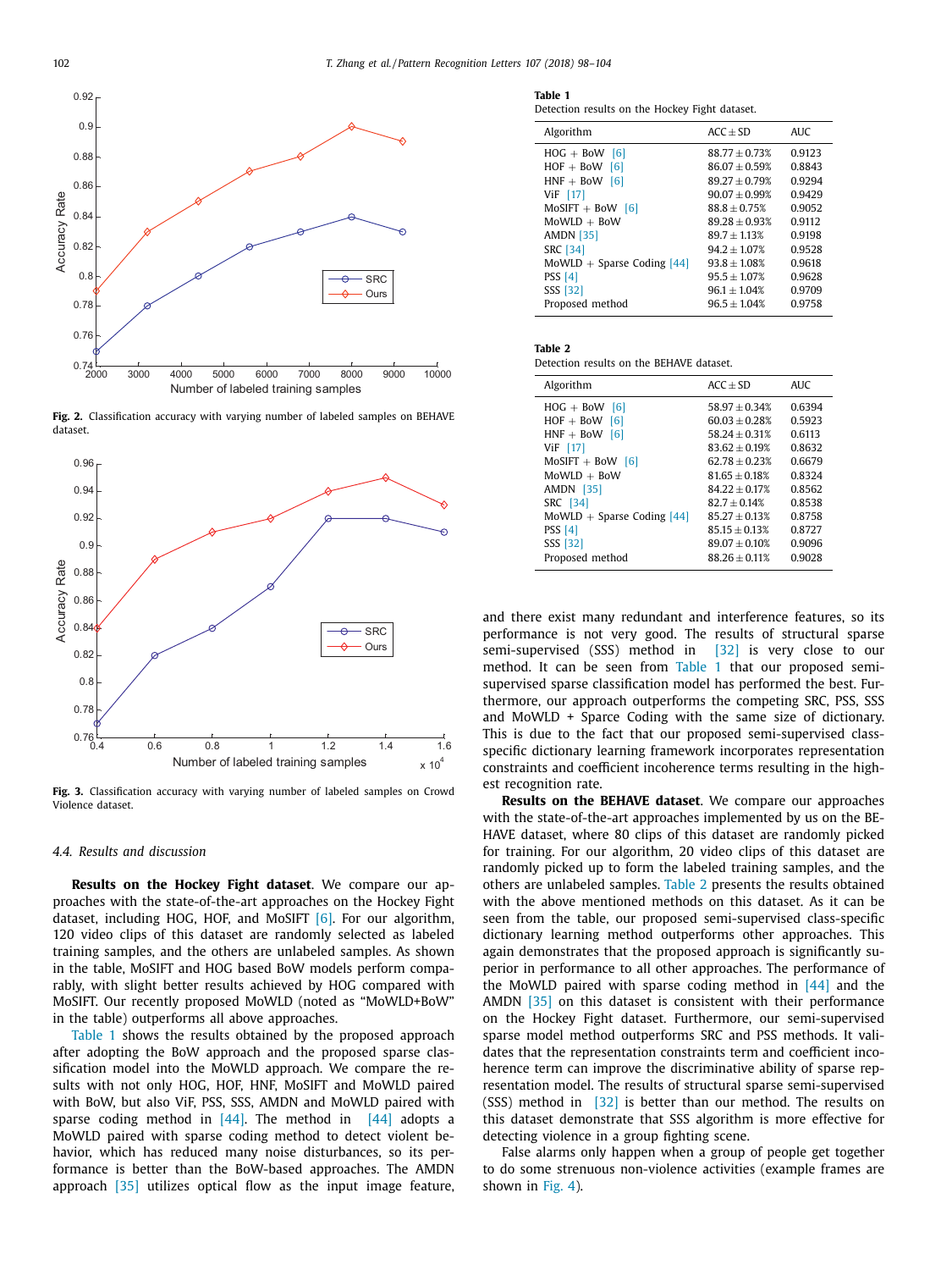Fig. 2. Classification accuracy with varying number of labeled samples on BEHAVE dataset.

Fig. 3. Classification accuracy with varying number of labeled samples on Crowd Violence dataset.

### 4.4. Results and discussion

**Results on the Hockey Fight dataset**. We compare our approaches with the state-of-the-art approaches on the Hockey Fight dataset, including HOG, HOF, and MoSIFT [6]. For our algorithm, 120 video clips of this dataset are randomly selected as labeled training samples, and the others are unlabeled samples. As shown in the table, MoSIFT and HOG based BoW models perform comparably, with slight better results achieved by HOG compared with MoSIFT. Our recently proposed MoWLD (noted as “MoWLD+BoW” in the table) outperforms all above approaches.

Table 1 shows the results obtained by the proposed approach after adopting the BoW approach and the proposed sparse classification model into the MoWLD approach. We compare the results with not only HOG, HOF, HNF, MoSIFT and MoWLD paired with BoW, but also ViF, PSS, SSS, AMDN and MoWLD paired with sparse coding method in [44]. The method in [44] adopts a MoWLD paired with sparse coding method to detect violent behavior, which has reduced many noise disturbances, so its performance is better than the BoW-based approaches. The AMDN approach [35] utilizes optical flow as the input image feature, and there exist many redundant and interference features, so its performance is not very good. The results of structural sparse semi-supervised (SSS) method in [32] is very close to our method. It can be seen from Table 1 that our proposed semi-supervised sparse classification model has performed the best. Furthermore, our approach outperforms the competing SRC, PSS, SSS and MoWLD + Sparce Coding with the same size of dictionary. This is due to the fact that our proposed semi-supervised class-specific dictionary learning framework incorporates representation constraints and coefficient incoherence terms resulting in the highest recognition rate.

**Table 1**
Detection results on the Hockey Fight dataset.

| Algorithm | ACC ± SD | AUC |
|---|---|---|
| HOG + BoW [6] | 88.77 ± 0.73% | 0.9123 |
| HOF + BoW [6] | 86.07 ± 0.59% | 0.8843 |
| HNF + BoW [6] | 89.27 ± 0.79% | 0.9294 |
| ViF [17] | 90.07 ± 0.99% | 0.9429 |
| MoSIFT + BoW [6] | 88.8 ± 0.75% | 0.9052 |
| MoWLD + BoW | 89.28 ± 0.93% | 0.9112 |
| AMDN [35] | 89.7 ± 1.13% | 0.9198 |
| SRC [34] | 94.2 ± 1.07% | 0.9528 |
| MoWLD + Sparse Coding [44] | 93.8 ± 1.08% | 0.9618 |
| PSS [4] | 95.5 ± 1.07% | 0.9628 |
| SSS [32] | 96.1 ± 1.04% | 0.9709 |
| Proposed method | 96.5 ± 1.04% | 0.9758 |

**Table 2**
Detection results on the BEHAVE dataset.

| Algorithm | ACC ± SD | AUC |
|---|---|---|
| HOG + BoW [6] | 58.97 ± 0.34% | 0.6394 |
| HOF + BoW [6] | 60.03 ± 0.28% | 0.5923 |
| HNF + BoW [6] | 58.24 ± 0.31% | 0.6113 |
| ViF [17] | 83.62 ± 0.19% | 0.8632 |
| MoSIFT + BoW [6] | 62.78 ± 0.23% | 0.6679 |
| MoWLD + BoW | 81.65 ± 0.18% | 0.8324 |
| AMDN [35] | 84.22 ± 0.17% | 0.8562 |
| SRC [34] | 82.7 ± 0.14% | 0.8538 |
| MoWLD + Sparse Coding [44] | 85.27 ± 0.13% | 0.8758 |
| PSS [4] | 85.15 ± 0.13% | 0.8727 |
| SSS [32] | 89.07 ± 0.10% | 0.9096 |
| Proposed method | 88.26 ± 0.11% | 0.9028 |

**Results on the BEHAVE dataset**. We compare our approaches with the state-of-the-art approaches implemented by us on the BEHAVE dataset, where 80 clips of this dataset are randomly picked for training. For our algorithm, 20 video clips of this dataset are randomly picked up to form the labeled training samples, and the others are unlabeled samples. Table 2 presents the results obtained with the above mentioned methods on this dataset. As it can be seen from the table, our proposed semi-supervised class-specific dictionary learning method outperforms other approaches. This again demonstrates that the proposed approach is significantly superior in performance to all other approaches. The performance of the MoWLD paired with sparse coding method in [44] and the AMDN [35] on this dataset is consistent with their performance on the Hockey Fight dataset. Furthermore, our semi-supervised sparse model method outperforms SRC and PSS methods. It validates that the representation constraints term and coefficient incoherence term can improve the discriminative ability of sparse representation model. The results of structural sparse semi-supervised (SSS) method in [32] is better than our method. The results on this dataset demonstrate that SSS algorithm is more effective for detecting violence in a group fighting scene.

False alarms only happen when a group of people get together to do some strenuous non-violence activities (example frames are shown in Fig. 4).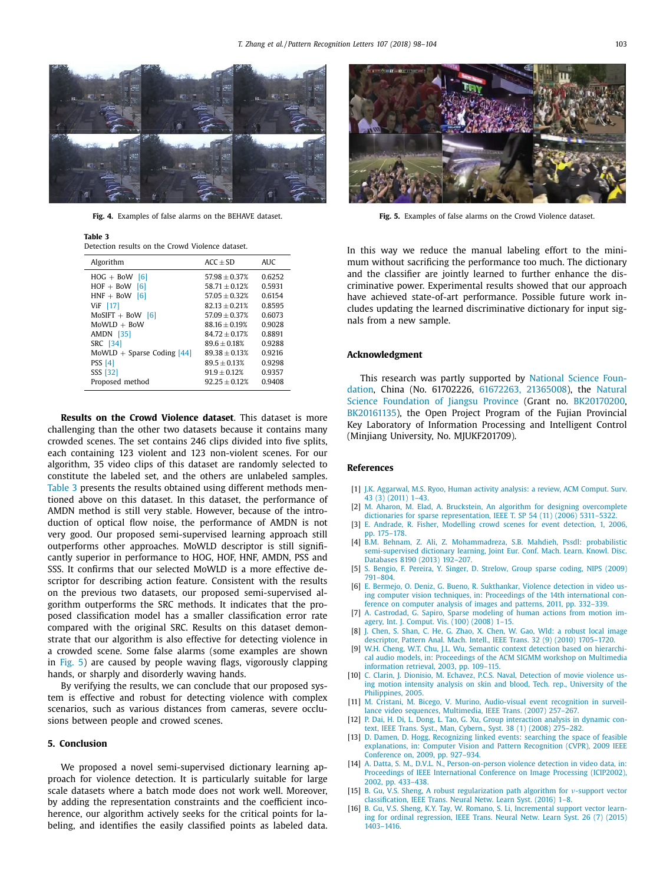Fig. 4. Examples of false alarms on the BEHAVE dataset.

Fig. 5. Examples of false alarms on the Crowd Violence dataset.

**Table 3**
Detection results on the Crowd Violence dataset.

| Algorithm | ACC ± SD | AUC |
|---|---|---|
| HOG + BoW [6] | 57.98 ± 0.37% | 0.6252 |
| HOF + BoW [6] | 58.71 ± 0.12% | 0.5931 |
| HNF + BoW [6] | 57.05 ± 0.32% | 0.6154 |
| ViF [17] | 82.13 ± 0.21% | 0.8595 |
| MoSIFT + BoW [6] | 57.09 ± 0.37% | 0.6073 |
| MoWLD + BoW | 88.16 ± 0.19% | 0.9028 |
| AMDN [35] | 84.72 ± 0.17% | 0.8891 |
| SRC [34] | 89.6 ± 0.18% | 0.9288 |
| MoWLD + Sparse Coding [44] | 89.38 ± 0.13% | 0.9216 |
| PSS [4] | 89.5 ± 0.13% | 0.9298 |
| SSS [32] | 91.9 ± 0.12% | 0.9357 |
| Proposed method | 92.25 ± 0.12% | 0.9408 |

**Results on the Crowd Violence dataset**. This dataset is more challenging than the other two datasets because it contains many crowded scenes. The set contains 246 clips divided into five splits, each containing 123 violent and 123 non-violent scenes. For our algorithm, 35 video clips of this dataset are randomly selected to constitute the labeled set, and the others are unlabeled samples. Table 3 presents the results obtained using different methods mentioned above on this dataset. In this dataset, the performance of AMDN method is still very stable. However, because of the introduction of optical flow noise, the performance of AMDN is not very good. Our proposed semi-supervised learning approach still outperforms other approaches. MoWLD descriptor is still significantly superior in performance to HOG, HOF, HNF, AMDN, PSS and SSS. It confirms that our selected MoWLD is a more effective descriptor for describing action feature. Consistent with the results on the previous two datasets, our proposed semi-supervised algorithm outperforms the SRC methods. It indicates that the proposed classification model has a smaller classification error rate compared with the original SRC. Results on this dataset demonstrate that our algorithm is also effective for detecting violence in a crowded scene. Some false alarms (some examples are shown in Fig. 5) are caused by people waving flags, vigorously clapping hands, or sharply and disorderly waving hands.

By verifying the results, we can conclude that our proposed system is effective and robust for detecting violence with complex scenarios, such as various distances from cameras, severe occlusions between people and crowed scenes.

## 5. Conclusion

We proposed a novel semi-supervised dictionary learning approach for violence detection. It is particularly suitable for large scale datasets where a batch mode does not work well. Moreover, by adding the representation constraints and the coefficient incoherence, our algorithm actively seeks for the critical points for labeling, and identifies the easily classified points as labeled data. In this way we reduce the manual labeling effort to the minimum without sacrificing the performance too much. The dictionary and the classifier are jointly learned to further enhance the discriminative power. Experimental results showed that our approach have achieved state-of-art performance. Possible future work includes updating the learned discriminative dictionary for input signals from a new sample.

## Acknowledgment

This research was partly supported by National Science Foundation, China (No. 61702226, 61672263, 21365008), the Natural Science Foundation of Jiangsu Province (Grant no. BK20170200, BK20161135), the Open Project Program of the Fujian Provincial Key Laboratory of Information Processing and Intelligent Control (Minjiang University, No. MJUKF201709).

## References

[1] J.K. Aggarwal, M.S. Ryoo, Human activity analysis: a review, ACM Comput. Surv. 43 (3) (2011) 1–43.

[2] M. Aharon, M. Elad, A. Bruckstein, An algorithm for designing overcomplete dictionaries for sparse representation, IEEE T. SP 54 (11) (2006) 5311–5322.

[3] E. Andrade, R. Fisher, Modelling crowd scenes for event detection, 1, 2006, pp. 175–178.

[4] B.M. Behnam, Z. Ali, Z. Mohammadreza, S.B. Mahdieh, Pssdl: probabilistic semi-supervised dictionary learning, Joint Eur. Conf. Mach. Learn. Knowl. Disc. Databases 8190 (2013) 192–207.

[5] S. Bengio, F. Pereira, Y. Singer, D. Strelow, Group sparse coding, NIPS (2009) 791–804.

[6] E. Bermejo, O. Deniz, G. Bueno, R. Sukthankar, Violence detection in video using computer vision techniques, in: Proceedings of the 14th international conference on computer analysis of images and patterns, 2011, pp. 332–339.

[7] A. Castrodad, G. Sapiro, Sparse modeling of human actions from motion imagery, Int. J. Comput. Vis. (100) (2008) 1–15.

[8] J. Chen, S. Shan, C. He, G. Zhao, X. Chen, W. Gao, Wld: a robust local image descriptor, Pattern Anal. Mach. Intell., IEEE Trans. 32 (9) (2010) 1705–1720.

[9] W.H. Cheng, W.T. Chu, J.L. Wu, Semantic context detection based on hierarchical audio models, in: Proceedings of the ACM SIGMM workshop on Multimedia information retrieval, 2003, pp. 109–115.

[10] C. Clarin, J. Dionisio, M. Echavez, P.C.S. Naval, Detection of movie violence using motion intensity analysis on skin and blood, Tech. rep., University of the Philippines, 2005.

[11] M. Cristani, M. Bicego, V. Murino, Audio-visual event recognition in surveillance video sequences, Multimedia, IEEE Trans. (2007) 257–267.

[12] P. Dai, H. Di, L. Dong, L. Tao, G. Xu, Group interaction analysis in dynamic context, IEEE Trans. Syst., Man, Cybern., Syst. 38 (1) (2008) 275–282.

[13] D. Damen, D. Hogg, Recognizing linked events: searching the space of feasible explanations, in: Computer Vision and Pattern Recognition (CVPR), 2009 IEEE Conference on, 2009, pp. 927–934.

[14] A. Datta, S. M., D.V.L. N., Person-on-person violence detection in video data, in: Proceedings of IEEE International Conference on Image Processing (ICIP2002), 2002, pp. 433–438.

[15] B. Gu, V.S. Sheng, A robust regularization path algorithm for $\nu$-support vector classification, IEEE Trans. Neural Netw. Learn Syst. (2016) 1–8.

[16] B. Gu, V.S. Sheng, K.Y. Tay, W. Romano, S. Li, Incremental support vector learning for ordinal regression, IEEE Trans. Neural Netw. Learn Syst. 26 (7) (2015) 1403–1416.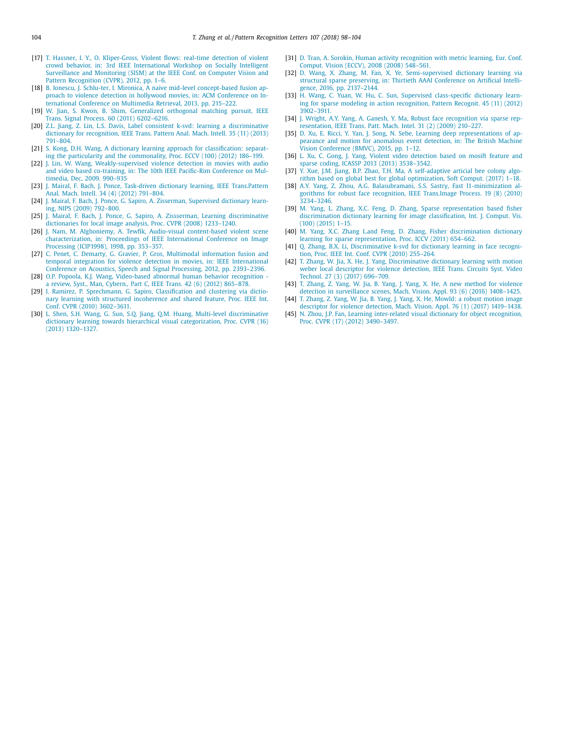[17] T. Hassner, I. Y., O. Kliper-Gross, Violent flows: real-time detection of violent crowd behavior, in: 3rd IEEE International Workshop on Socially Intelligent Surveillance and Monitoring (SISM) at the IEEE Conf. on Computer Vision and Pattern Recognition (CVPR), 2012, pp. 1–6.

[18] B. Ionescu, J. Schlu-ter, I. Mironica, A naive mid-level concept-based fusion approach to violence detection in hollywood movies, in: ACM Conference on International Conference on Multimedia Retrieval, 2013, pp. 215–222.

[19] W. Jian, S. Kwon, B. Shim, Generalized orthogonal matching pursuit, IEEE Trans. Signal Process. 60 (2011) 6202–6216.

[20] Z.L. Jiang, Z. Lin, L.S. Davis, Label consistent k-svd: learning a discriminative dictionary for recognition, IEEE Trans. Pattern Anal. Mach. Intell. 35 (11) (2013) 791–804.

[21] S. Kong, D.H. Wang, A dictionary learning approach for classification: separating the particularity and the commonality, Proc. ECCV (100) (2012) 186–199.

[22] J. Lin, W. Wang, Weakly-supervised violence detection in movies with audio and video based co-training, in: The 10th IEEE Pacific-Rim Conference on Multimedia, Dec, 2009. 990–935

[23] J. Mairal, F. Bach, J. Ponce, Task-driven dictionary learning, IEEE Trans.Pattern Anal. Mach. Intell. 34 (4) (2012) 791–804.

[24] J. Mairal, F. Bach, J. Ponce, G. Sapiro, A. Zisserman, Supervised dictionary learning, NIPS (2009) 792–800.

[25] J. Mairal, F. Bach, J. Ponce, G. Sapiro, A. Zissserman, Learning discriminative dictionaries for local image analysis, Proc. CVPR (2008) 1233–1240.

[26] J. Nam, M. Alghoniemy, A. Tewfik, Audio-visual content-based violent scene characterization, in: Proceedings of IEEE International Conference on Image Processing (ICIP1998), 1998, pp. 353–357.

[27] C. Penet, C. Demarty, G. Gravier, P. Gros, Multimodal information fusion and temporal integration for violence detection in movies, in: IEEE International Conference on Acoustics, Speech and Signal Processing, 2012, pp. 2393–2396.

[28] O.P. Popoola, K.J. Wang, Video-based abnormal human behavior recognition - a review, Syst., Man, Cybern., Part C, IEEE Trans. 42 (6) (2012) 865–878.

[29] I. Ramirez, P. Sprechmann, G. Sapiro, Classification and clustering via dictionary learning with structured incoherence and shared feature, Proc. IEEE Int. Conf. CVPR (2010) 3602–3611.

[30] L. Shen, S.H. Wang, G. Sun, S.Q. Jiang, Q.M. Huang, Multi-level discriminative dictionary learning towards hierarchical visual categorization, Proc. CVPR (16) (2013) 1320–1327.

[31] D. Tran, A. Sorokin, Human activity recognition with metric learning, Eur. Conf. Comput. Vision (ECCV), 2008 (2008) 548–561.

[32] D. Wang, X. Zhang, M. Fan, X. Ye, Semi-supervised dictionary learning via structural sparse preserving, in: Thirtieth AAAI Conference on Artificial Intelligence, 2016, pp. 2137–2144.

[33] H. Wang, C. Yuan, W. Hu, C. Sun, Supervised class-specific dictionary learning for sparse modeling in action recognition, Pattern Recognit. 45 (11) (2012) 3902–3911.

[34] J. Wright, A.Y. Yang, A. Ganesh, Y. Ma, Robust face recognition via sparse representation, IEEE Trans. Patt. Mach. Intel. 31 (2) (2009) 210–227.

[35] D. Xu, E. Ricci, Y. Yan, J. Song, N. Sebe, Learning deep representations of appearance and motion for anomalous event detection, in: The British Machine Vision Conference (BMVC), 2015, pp. 1–12.

[36] L. Xu, C. Gong, J. Yang, Violent video detection based on mosift feature and sparse coding, ICASSP 2013 (2013) 3538–3542.

[37] Y. Xue, J.M. Jiang, B.P. Zhao, T.H. Ma, A self-adaptive articial bee colony algorithm based on global best for global optimization, Soft Comput. (2017) 1–18.

[38] A.Y. Yang, Z. Zhou, A.G. Balasubramani, S.S. Sastry, Fast l1-minimization algorithms for robust face recognition, IEEE Trans.Image Process. 19 (8) (2010) 3234–3246.

[39] M. Yang, L. Zhang, X.C. Feng, D. Zhang, Sparse representation based fisher discrimination dictionary learning for image classification, Int. J. Comput. Vis. (100) (2015) 1–15.

[40] M. Yang, X.C. Zhang L.and Feng, D. Zhang, Fisher discrimination dictionary learning for sparse representation, Proc. ICCV (2011) 654–662.

[41] Q. Zhang, B.X. Li, Discriminative k-svd for dictionary learning in face recognition, Proc. IEEE Int. Conf. CVPR (2010) 255–264.

[42] T. Zhang, W. Jia, X. He, J. Yang, Discriminative dictionary learning with motion weber local descriptor for violence detection, IEEE Trans. Circuits Syst. Video Technol. 27 (3) (2017) 696–709.

[43] T. Zhang, Z. Yang, W. Jia, B. Yang, J. Yang, X. He, A new method for violence detection in surveillance scenes, Mach. Vision. Appl. 93 (6) (2016) 1408–1425.

[44] T. Zhang, Z. Yang, W. Jia, B. Yang, J. Yang, X. He, Mowld: a robust motion image descriptor for violence detection, Mach. Vision. Appl. 76 (1) (2017) 1419–1438.

[45] N. Zhou, J.P. Fan, Learning inter-related visual dictionary for object recognition, Proc. CVPR (17) (2012) 3490–3497.